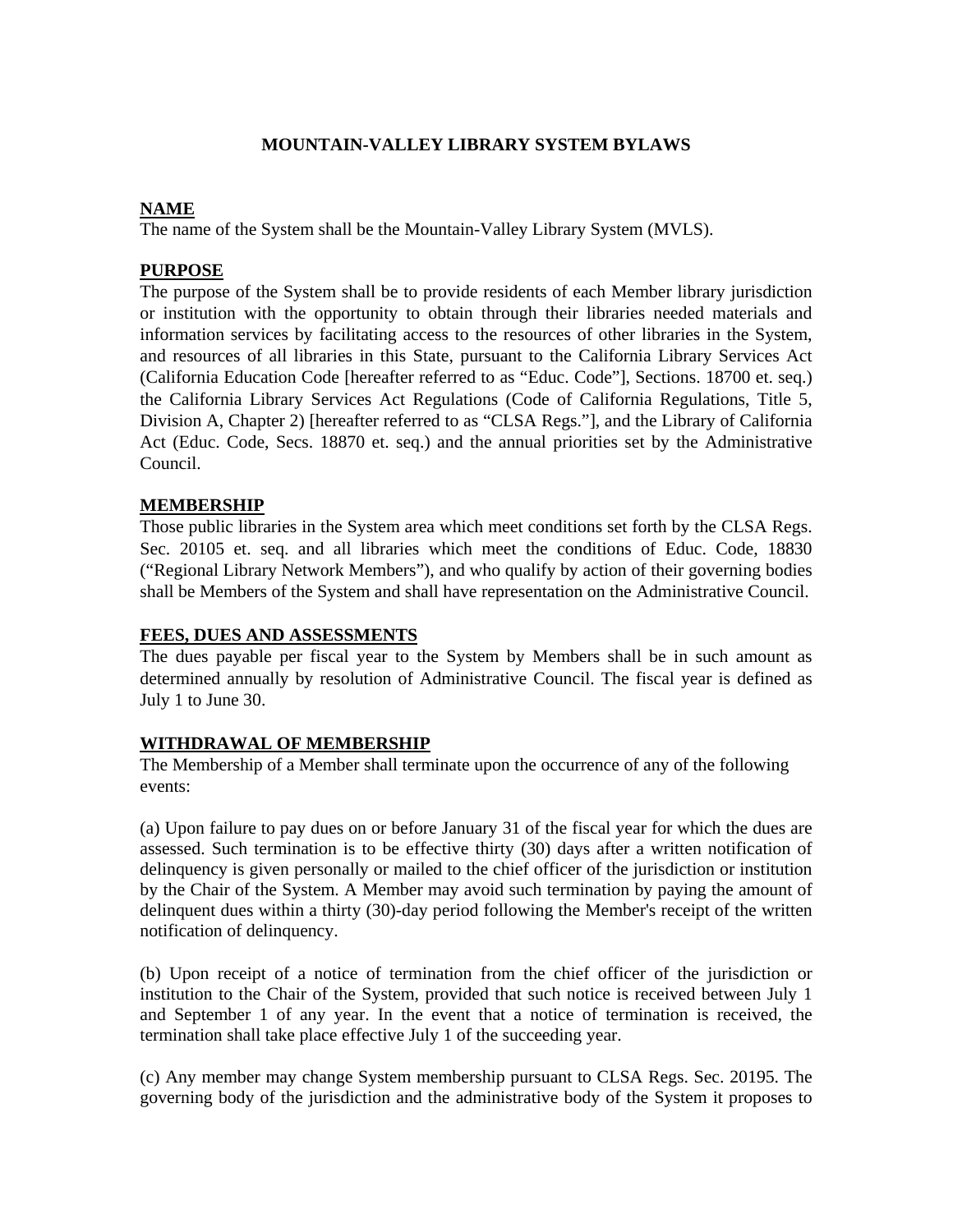# MOUNTAIN-VALLEY LIBRARY SYSTEM BYLAWS

## NAME

The name of the System shall be the Mountain-Valley Library System (MVLS).

## PURPOSE

The purpose of the System shall be to provide residents of each Member library jurisdiction or institution with the opportunity to obtain through their libraries needed materials and information services by facilitating access to the resources of other libraries in the System, and resources of all libraries in this State, pursuant to the California Library Services Act (California Education Code [hereafter referred to as "Educ. Code"], Sections. 18700 et. seq.) the California Library Services Act Regulations (Code of California Regulations, Title 5, Division A, Chapter 2) [hereafter referred to as "CLSA Regs."], and the Library of California Act (Educ. Code, Secs. 18870 et. seq.) and the annual priorities set by the Administrative Council.

## MEMBERSHIP

Those public libraries in the System area which meet conditions set forth by the CLSA Regs. Sec. 20105 et. seq. and all libraries which meet the conditions of Educ. Code, 18830 ("Regional Library Network Members"), and who qualify by action of their governing bodies shall be Members of the System and shall have representation on the Administrative Council.

## FEES, DUES AND ASSESSMENTS

The dues payable per fiscal year to the System by Members shall be in such amount as determined annually by resolution of Administrative Council. The fiscal year is defined as July 1 to June 30.

## WITHDRAWAL OF MEMBERSHIP

The Membership of a Member shall terminate upon the occurrence of any of the following events:

(a) Upon failure to pay dues on or before January 31 of the fiscal year for which the dues are assessed. Such termination is to be effective thirty (30) days after a written notification of delinquency is given personally or mailed to the chief officer of the jurisdiction or institution by the Chair of the System. A Member may avoid such termination by paying the amount of delinquent dues within a thirty (30)-day period following the Member's receipt of the written notification of delinquency.

(b) Upon receipt of a notice of termination from the chief officer of the jurisdiction or institution to the Chair of the System, provided that such notice is received between July 1 and September 1 of any year. In the event that a notice of termination is received, the termination shall take place effective July 1 of the succeeding year.

(c) Any member may change System membership pursuant to CLSA Regs. Sec. 20195. The governing body of the jurisdiction and the administrative body of the System it proposes to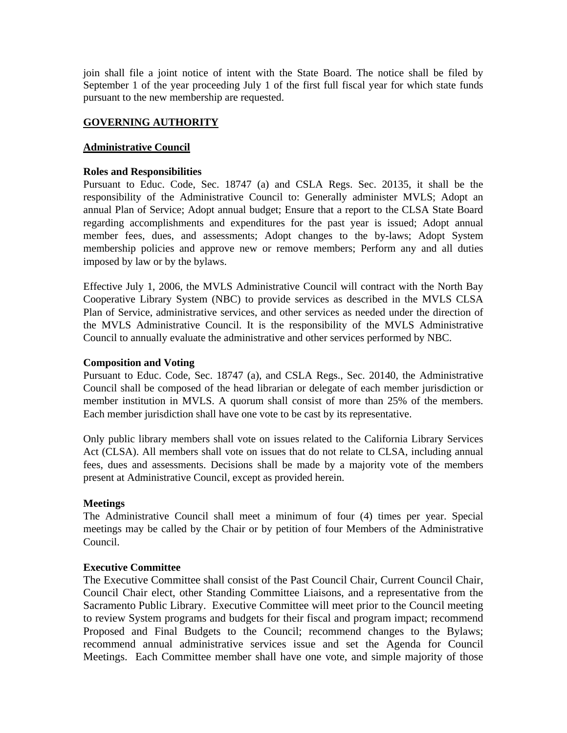join shall file a joint notice of intent with the State Board. The notice shall be filed by September 1 of the year proceeding July 1 of the first full fiscal year for which state funds pursuant to the new membership are requested.

## GOVERNING AUTHORITY

### Administrative Council

**Roles and Responsibilities**

Pursuant to Educ. Code, Sec. 18747 (a) and CSLA Regs. Sec. 20135, it shall be the responsibility of the Administrative Council to: Generally administer MVLS; Adopt an annual Plan of Service; Adopt annual budget; Ensure that a report to the CLSA State Board regarding accomplishments and expenditures for the past year is issued; Adopt annual member fees, dues, and assessments; Adopt changes to the by-laws; Adopt System membership policies and approve new or remove members; Perform any and all duties imposed by law or by the bylaws.

Effective July 1, 2006, the MVLS Administrative Council will contract with the North Bay Cooperative Library System (NBC) to provide services as described in the MVLS CLSA Plan of Service, administrative services, and other services as needed under the direction of the MVLS Administrative Council. It is the responsibility of the MVLS Administrative Council to annually evaluate the administrative and other services performed by NBC.

**Composition and Voting**

Pursuant to Educ. Code, Sec. 18747 (a), and CSLA Regs., Sec. 20140, the Administrative Council shall be composed of the head librarian or delegate of each member jurisdiction or member institution in MVLS. A quorum shall consist of more than 25% of the members. Each member jurisdiction shall have one vote to be cast by its representative.

Only public library members shall vote on issues related to the California Library Services Act (CLSA). All members shall vote on issues that do not relate to CLSA, including annual fees, dues and assessments. Decisions shall be made by a majority vote of the members present at Administrative Council, except as provided herein.

**Meetings**

The Administrative Council shall meet a minimum of four (4) times per year. Special meetings may be called by the Chair or by petition of four Members of the Administrative Council.

**Executive Committee**

The Executive Committee shall consist of the Past Council Chair, Current Council Chair, Council Chair elect, other Standing Committee Liaisons, and a representative from the Sacramento Public Library. Executive Committee will meet prior to the Council meeting to review System programs and budgets for their fiscal and program impact; recommend Proposed and Final Budgets to the Council; recommend changes to the Bylaws; recommend annual administrative services issue and set the Agenda for Council Meetings. Each Committee member shall have one vote, and simple majority of those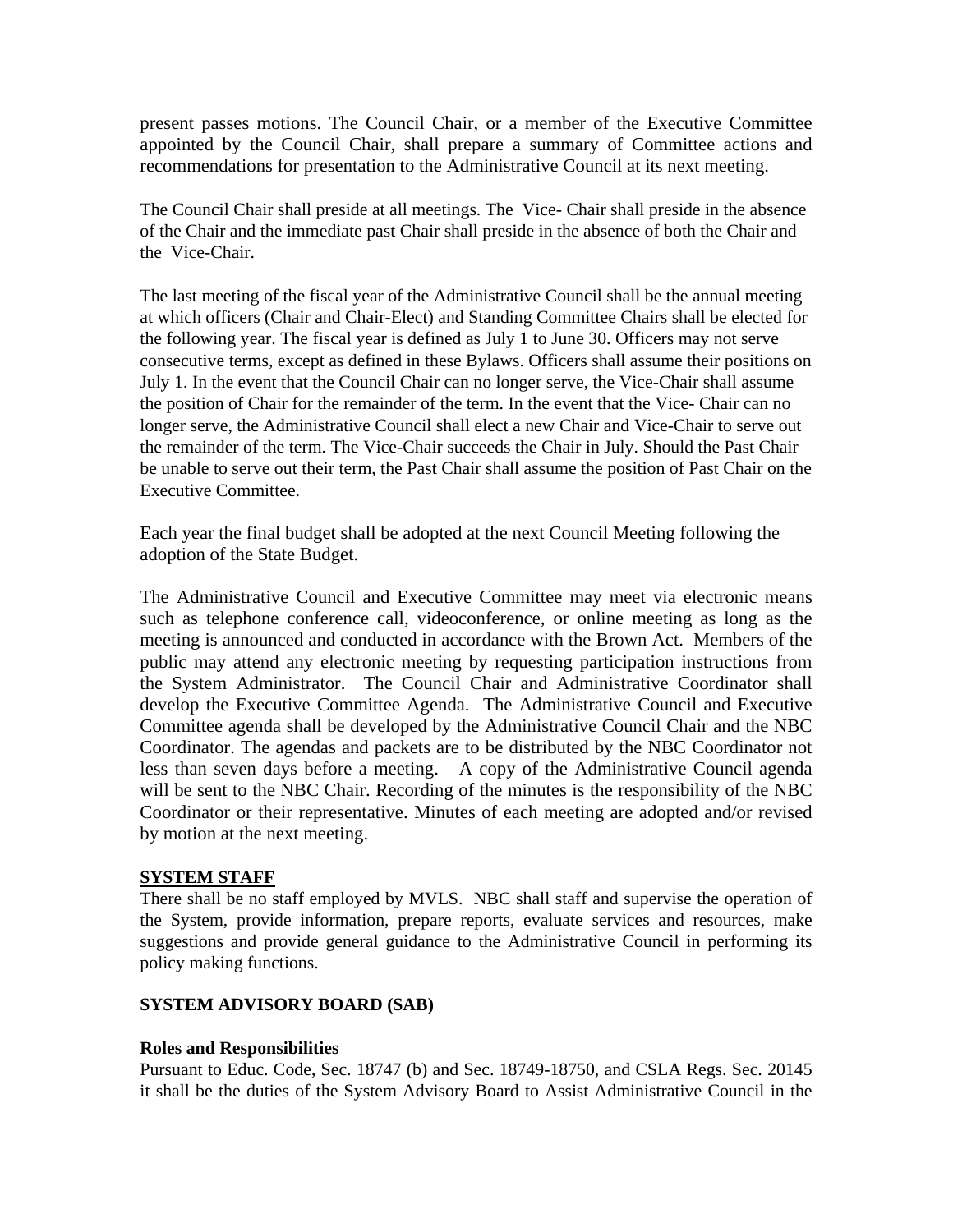present passes motions. The Council Chair, or a member of the Executive Committee appointed by the Council Chair, shall prepare a summary of Committee actions and recommendations for presentation to the Administrative Council at its next meeting.

The Council Chair shall preside at all meetings. The Vice- Chair shall preside in the absence of the Chair and the immediate past Chair shall preside in the absence of both the Chair and the Vice-Chair.

The last meeting of the fiscal year of the Administrative Council shall be the annual meeting at which officers (Chair and Chair-Elect) and Standing Committee Chairs shall be elected for the following year. The fiscal year is defined as July 1 to June 30. Officers may not serve consecutive terms, except as defined in these Bylaws. Officers shall assume their positions on July 1. In the event that the Council Chair can no longer serve, the Vice-Chair shall assume the position of Chair for the remainder of the term. In the event that the Vice- Chair can no longer serve, the Administrative Council shall elect a new Chair and Vice-Chair to serve out the remainder of the term. The Vice-Chair succeeds the Chair in July. Should the Past Chair be unable to serve out their term, the Past Chair shall assume the position of Past Chair on the Executive Committee.

Each year the final budget shall be adopted at the next Council Meeting following the adoption of the State Budget.

The Administrative Council and Executive Committee may meet via electronic means such as telephone conference call, videoconference, or online meeting as long as the meeting is announced and conducted in accordance with the Brown Act. Members of the public may attend any electronic meeting by requesting participation instructions from the System Administrator. The Council Chair and Administrative Coordinator shall develop the Executive Committee Agenda. The Administrative Council and Executive Committee agenda shall be developed by the Administrative Council Chair and the NBC Coordinator. The agendas and packets are to be distributed by the NBC Coordinator not less than seven days before a meeting. A copy of the Administrative Council agenda will be sent to the NBC Chair. Recording of the minutes is the responsibility of the NBC Coordinator or their representative. Minutes of each meeting are adopted and/or revised by motion at the next meeting.

**SYSTEM STAFF**

There shall be no staff employed by MVLS. NBC shall staff and supervise the operation of the System, provide information, prepare reports, evaluate services and resources, make suggestions and provide general guidance to the Administrative Council in performing its policy making functions.

**SYSTEM ADVISORY BOARD (SAB)**

**Roles and Responsibilities**

Pursuant to Educ. Code, Sec. 18747 (b) and Sec. 18749-18750, and CSLA Regs. Sec. 20145 it shall be the duties of the System Advisory Board to Assist Administrative Council in the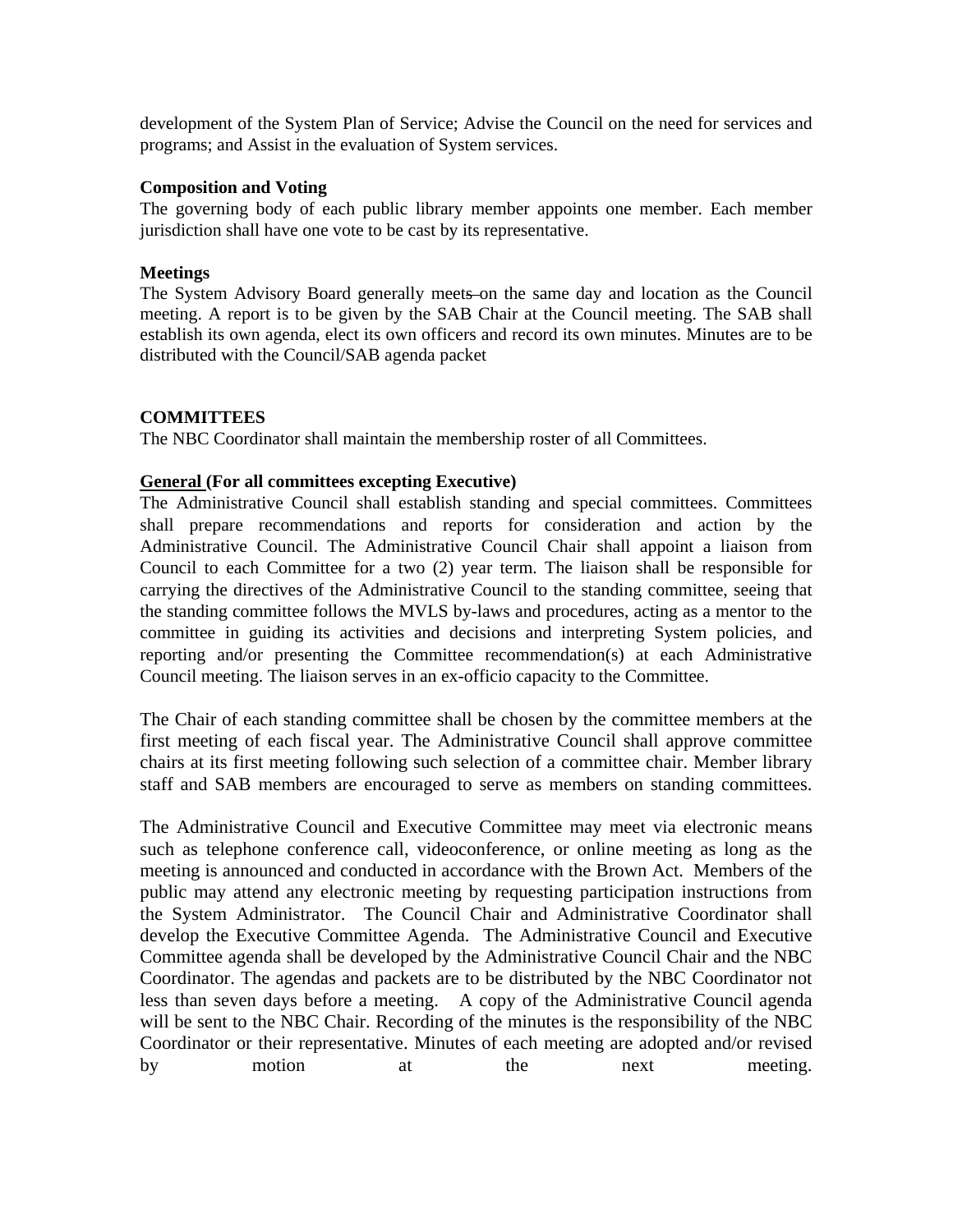development of the System Plan of Service; Advise the Council on the need for services and programs; and Assist in the evaluation of System services.

**Composition and Voting**
The governing body of each public library member appoints one member. Each member jurisdiction shall have one vote to be cast by its representative.

**Meetings**
The System Advisory Board generally meets on the same day and location as the Council meeting. A report is to be given by the SAB Chair at the Council meeting. The SAB shall establish its own agenda, elect its own officers and record its own minutes. Minutes are to be distributed with the Council/SAB agenda packet

## COMMITTEES

The NBC Coordinator shall maintain the membership roster of all Committees.

**General (For all committees excepting Executive)**
The Administrative Council shall establish standing and special committees. Committees shall prepare recommendations and reports for consideration and action by the Administrative Council. The Administrative Council Chair shall appoint a liaison from Council to each Committee for a two (2) year term. The liaison shall be responsible for carrying the directives of the Administrative Council to the standing committee, seeing that the standing committee follows the MVLS by-laws and procedures, acting as a mentor to the committee in guiding its activities and decisions and interpreting System policies, and reporting and/or presenting the Committee recommendation(s) at each Administrative Council meeting. The liaison serves in an ex-officio capacity to the Committee.

The Chair of each standing committee shall be chosen by the committee members at the first meeting of each fiscal year. The Administrative Council shall approve committee chairs at its first meeting following such selection of a committee chair. Member library staff and SAB members are encouraged to serve as members on standing committees.

The Administrative Council and Executive Committee may meet via electronic means such as telephone conference call, videoconference, or online meeting as long as the meeting is announced and conducted in accordance with the Brown Act. Members of the public may attend any electronic meeting by requesting participation instructions from the System Administrator. The Council Chair and Administrative Coordinator shall develop the Executive Committee Agenda. The Administrative Council and Executive Committee agenda shall be developed by the Administrative Council Chair and the NBC Coordinator. The agendas and packets are to be distributed by the NBC Coordinator not less than seven days before a meeting. A copy of the Administrative Council agenda will be sent to the NBC Chair. Recording of the minutes is the responsibility of the NBC Coordinator or their representative. Minutes of each meeting are adopted and/or revised by motion at the next meeting.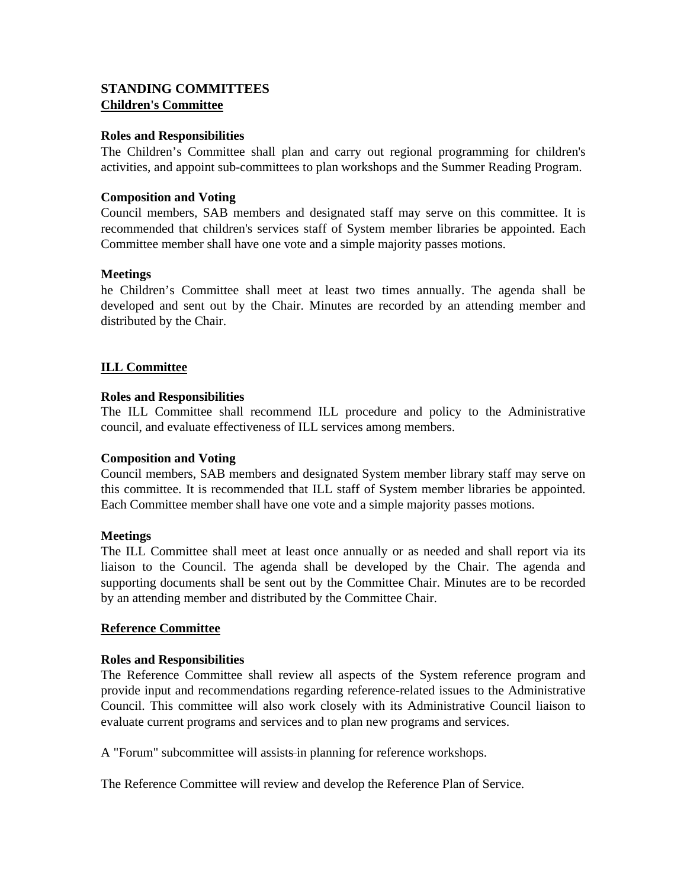## STANDING COMMITTEES

### Children's Committee

**Roles and Responsibilities**

The Children's Committee shall plan and carry out regional programming for children's activities, and appoint sub-committees to plan workshops and the Summer Reading Program.

**Composition and Voting**

Council members, SAB members and designated staff may serve on this committee. It is recommended that children's services staff of System member libraries be appointed. Each Committee member shall have one vote and a simple majority passes motions.

**Meetings**

he Children's Committee shall meet at least two times annually. The agenda shall be developed and sent out by the Chair. Minutes are recorded by an attending member and distributed by the Chair.

### ILL Committee

**Roles and Responsibilities**

The ILL Committee shall recommend ILL procedure and policy to the Administrative council, and evaluate effectiveness of ILL services among members.

**Composition and Voting**

Council members, SAB members and designated System member library staff may serve on this committee. It is recommended that ILL staff of System member libraries be appointed. Each Committee member shall have one vote and a simple majority passes motions.

**Meetings**

The ILL Committee shall meet at least once annually or as needed and shall report via its liaison to the Council. The agenda shall be developed by the Chair. The agenda and supporting documents shall be sent out by the Committee Chair. Minutes are to be recorded by an attending member and distributed by the Committee Chair.

### Reference Committee

**Roles and Responsibilities**

The Reference Committee shall review all aspects of the System reference program and provide input and recommendations regarding reference-related issues to the Administrative Council. This committee will also work closely with its Administrative Council liaison to evaluate current programs and services and to plan new programs and services.

A "Forum" subcommittee will assists in planning for reference workshops.

The Reference Committee will review and develop the Reference Plan of Service.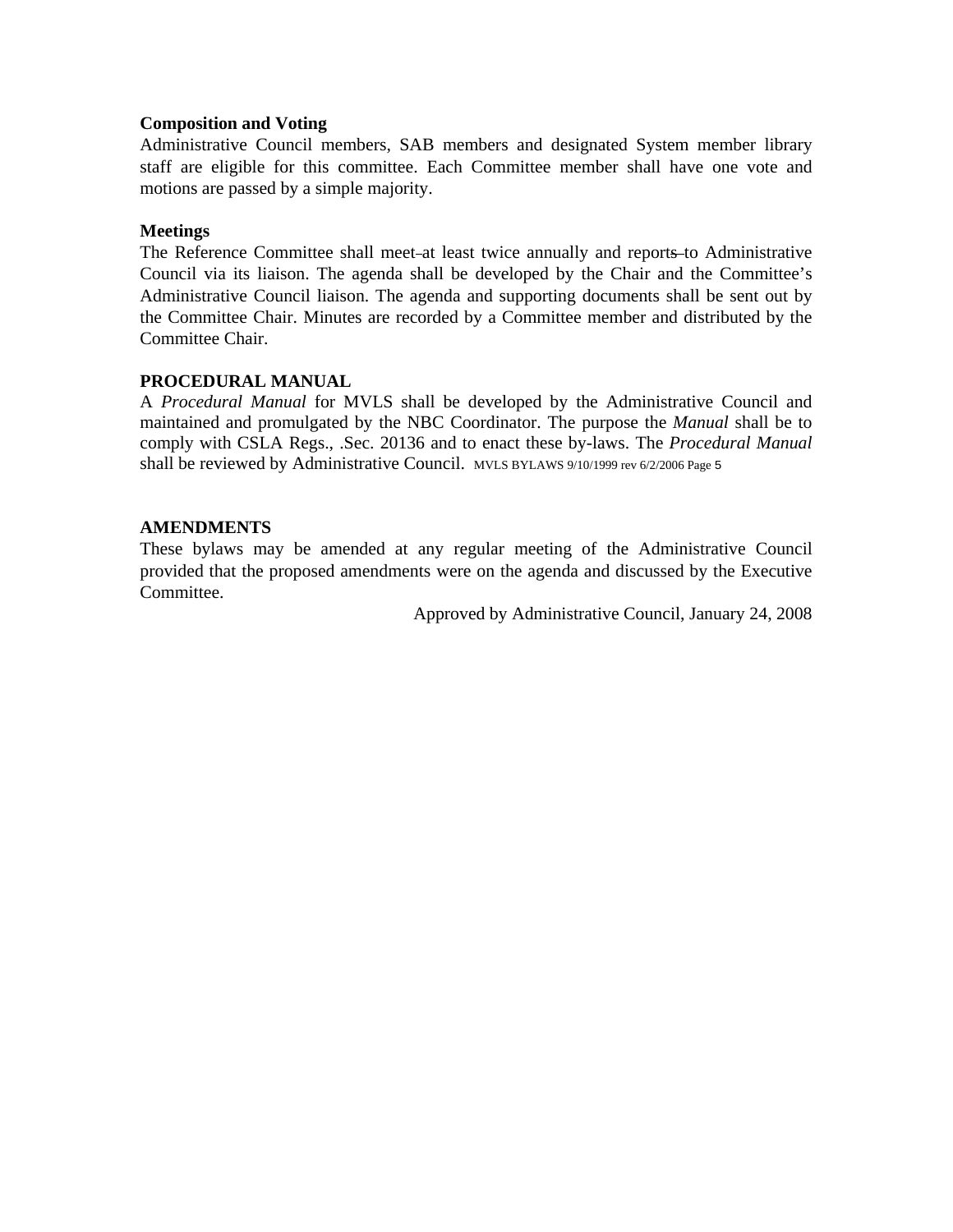**Composition and Voting**

Administrative Council members, SAB members and designated System member library staff are eligible for this committee. Each Committee member shall have one vote and motions are passed by a simple majority.

**Meetings**

The Reference Committee shall meet at least twice annually and reports to Administrative Council via its liaison. The agenda shall be developed by the Chair and the Committee's Administrative Council liaison. The agenda and supporting documents shall be sent out by the Committee Chair. Minutes are recorded by a Committee member and distributed by the Committee Chair.

**PROCEDURAL MANUAL**

A *Procedural Manual* for MVLS shall be developed by the Administrative Council and maintained and promulgated by the NBC Coordinator. The purpose the *Manual* shall be to comply with CSLA Regs., .Sec. 20136 and to enact these by-laws. The *Procedural Manual* shall be reviewed by Administrative Council.

**AMENDMENTS**

These bylaws may be amended at any regular meeting of the Administrative Council provided that the proposed amendments were on the agenda and discussed by the Executive Committee.

Approved by Administrative Council, January 24, 2008